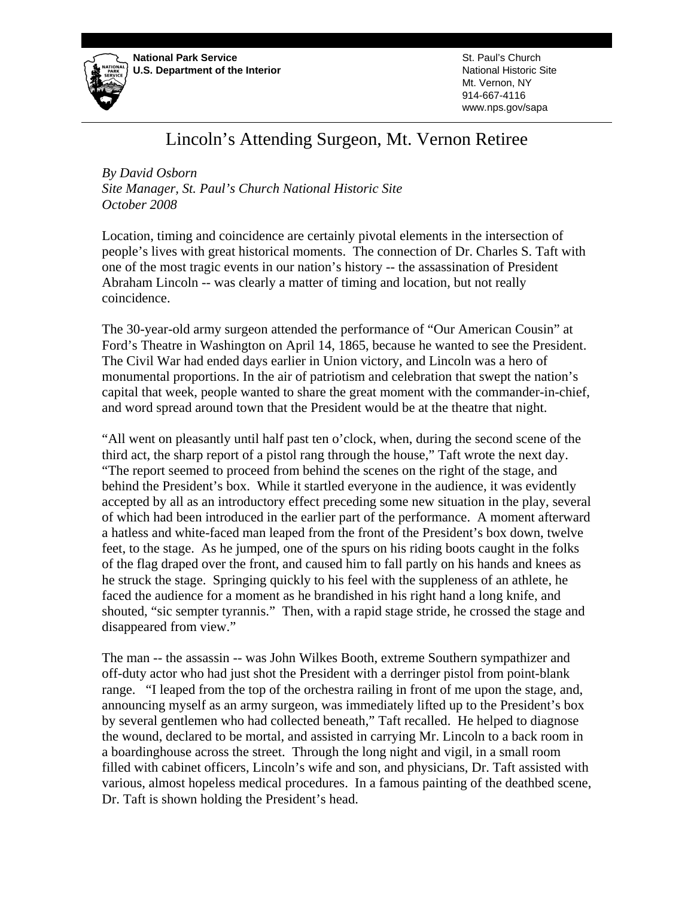**National Park Service**
**U.S. Department of the Interior**

St. Paul's Church
National Historic Site
Mt. Vernon, NY
914-667-4116
www.nps.gov/sapa

# Lincoln's Attending Surgeon, Mt. Vernon Retiree

*By David Osborn*
*Site Manager, St. Paul's Church National Historic Site*
*October 2008*

Location, timing and coincidence are certainly pivotal elements in the intersection of people's lives with great historical moments. The connection of Dr. Charles S. Taft with one of the most tragic events in our nation's history -- the assassination of President Abraham Lincoln -- was clearly a matter of timing and location, but not really coincidence.

The 30-year-old army surgeon attended the performance of "Our American Cousin" at Ford's Theatre in Washington on April 14, 1865, because he wanted to see the President. The Civil War had ended days earlier in Union victory, and Lincoln was a hero of monumental proportions. In the air of patriotism and celebration that swept the nation's capital that week, people wanted to share the great moment with the commander-in-chief, and word spread around town that the President would be at the theatre that night.

"All went on pleasantly until half past ten o'clock, when, during the second scene of the third act, the sharp report of a pistol rang through the house," Taft wrote the next day. "The report seemed to proceed from behind the scenes on the right of the stage, and behind the President's box. While it startled everyone in the audience, it was evidently accepted by all as an introductory effect preceding some new situation in the play, several of which had been introduced in the earlier part of the performance. A moment afterward a hatless and white-faced man leaped from the front of the President's box down, twelve feet, to the stage. As he jumped, one of the spurs on his riding boots caught in the folks of the flag draped over the front, and caused him to fall partly on his hands and knees as he struck the stage. Springing quickly to his feel with the suppleness of an athlete, he faced the audience for a moment as he brandished in his right hand a long knife, and shouted, "sic sempter tyrannis." Then, with a rapid stage stride, he crossed the stage and disappeared from view."

The man -- the assassin -- was John Wilkes Booth, extreme Southern sympathizer and off-duty actor who had just shot the President with a derringer pistol from point-blank range. "I leaped from the top of the orchestra railing in front of me upon the stage, and, announcing myself as an army surgeon, was immediately lifted up to the President's box by several gentlemen who had collected beneath," Taft recalled. He helped to diagnose the wound, declared to be mortal, and assisted in carrying Mr. Lincoln to a back room in a boardinghouse across the street. Through the long night and vigil, in a small room filled with cabinet officers, Lincoln's wife and son, and physicians, Dr. Taft assisted with various, almost hopeless medical procedures. In a famous painting of the deathbed scene, Dr. Taft is shown holding the President's head.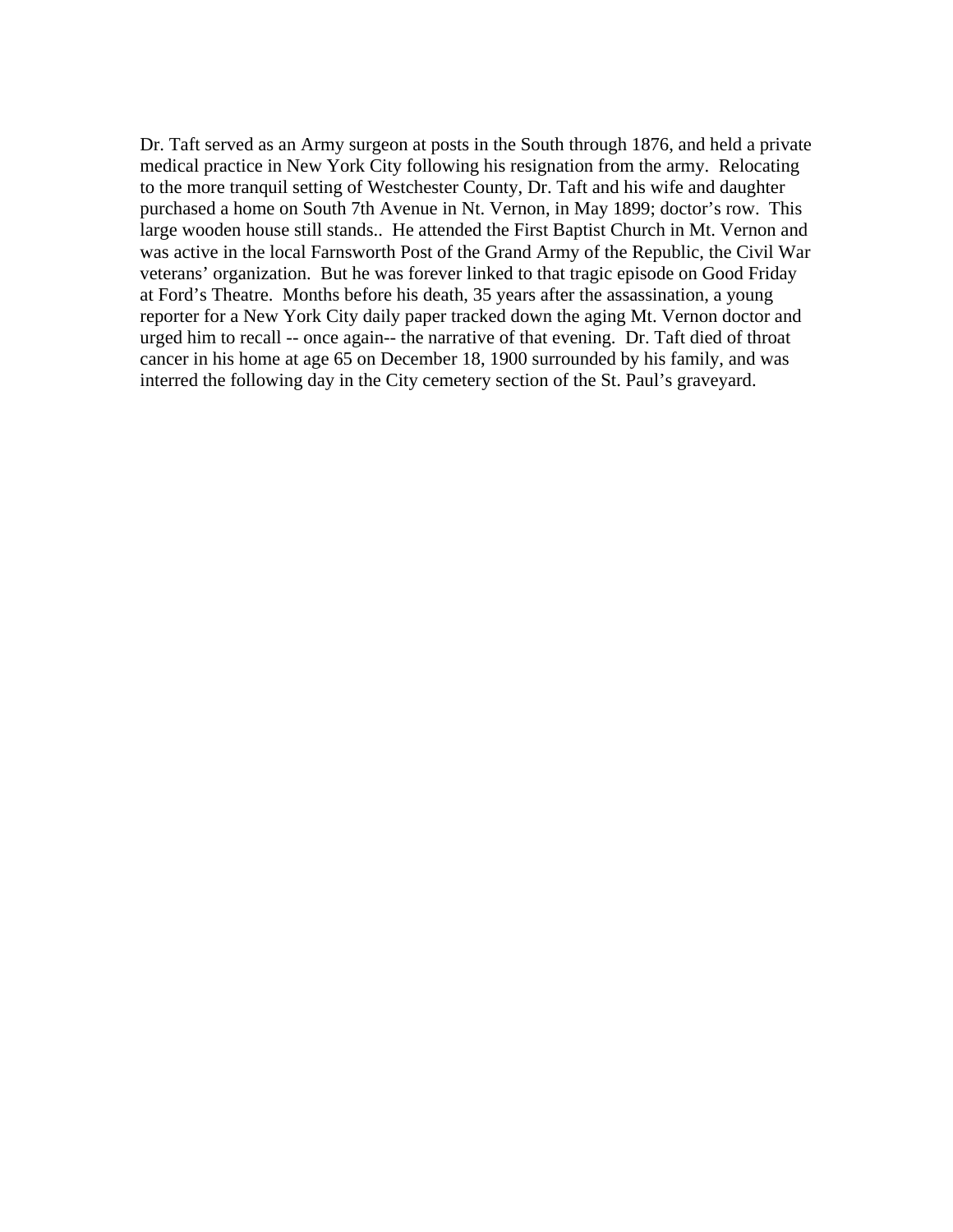Dr. Taft served as an Army surgeon at posts in the South through 1876, and held a private medical practice in New York City following his resignation from the army. Relocating to the more tranquil setting of Westchester County, Dr. Taft and his wife and daughter purchased a home on South 7th Avenue in Nt. Vernon, in May 1899; doctor's row. This large wooden house still stands.. He attended the First Baptist Church in Mt. Vernon and was active in the local Farnsworth Post of the Grand Army of the Republic, the Civil War veterans' organization. But he was forever linked to that tragic episode on Good Friday at Ford's Theatre. Months before his death, 35 years after the assassination, a young reporter for a New York City daily paper tracked down the aging Mt. Vernon doctor and urged him to recall -- once again-- the narrative of that evening. Dr. Taft died of throat cancer in his home at age 65 on December 18, 1900 surrounded by his family, and was interred the following day in the City cemetery section of the St. Paul's graveyard.